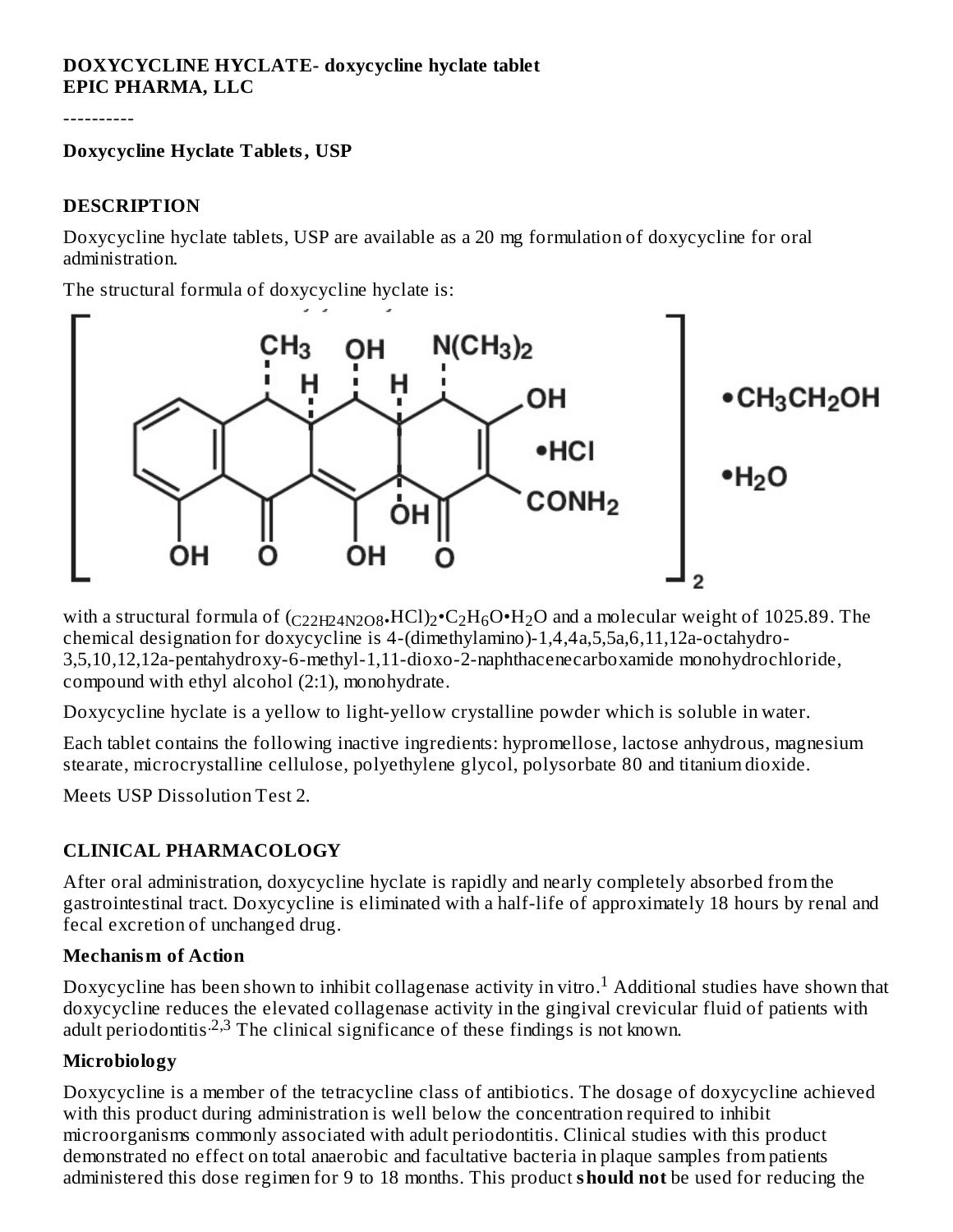**DOXYCYCLINE HYCLATE- doxycycline hyclate tablet**
**EPIC PHARMA, LLC**

----------

**Doxycycline Hyclate Tablets, USP**

## DESCRIPTION

Doxycycline hyclate tablets, USP are available as a 20 mg formulation of doxycycline for oral administration.

The structural formula of doxycycline hyclate is:

with a structural formula of $(C_{22}H_{24}N_2O_8 \cdot HCl)_2 \cdot C_2H_6O \cdot H_2O$ and a molecular weight of 1025.89. The chemical designation for doxycycline is 4-(dimethylamino)-1,4,4a,5,5a,6,11,12a-octahydro-3,5,10,12,12a-pentahydroxy-6-methyl-1,11-dioxo-2-naphthacenecarboxamide monohydrochloride, compound with ethyl alcohol (2:1), monohydrate.

Doxycycline hyclate is a yellow to light-yellow crystalline powder which is soluble in water.

Each tablet contains the following inactive ingredients: hypromellose, lactose anhydrous, magnesium stearate, microcrystalline cellulose, polyethylene glycol, polysorbate 80 and titanium dioxide.

Meets USP Dissolution Test 2.

## CLINICAL PHARMACOLOGY

After oral administration, doxycycline hyclate is rapidly and nearly completely absorbed from the gastrointestinal tract. Doxycycline is eliminated with a half-life of approximately 18 hours by renal and fecal excretion of unchanged drug.

### Mechanism of Action

Doxycycline has been shown to inhibit collagenase activity in vitro.[1] Additional studies have shown that doxycycline reduces the elevated collagenase activity in the gingival crevicular fluid of patients with adult periodontitis.[2,3] The clinical significance of these findings is not known.

### Microbiology

Doxycycline is a member of the tetracycline class of antibiotics. The dosage of doxycycline achieved with this product during administration is well below the concentration required to inhibit microorganisms commonly associated with adult periodontitis. Clinical studies with this product demonstrated no effect on total anaerobic and facultative bacteria in plaque samples from patients administered this dose regimen for 9 to 18 months. This product **should not** be used for reducing the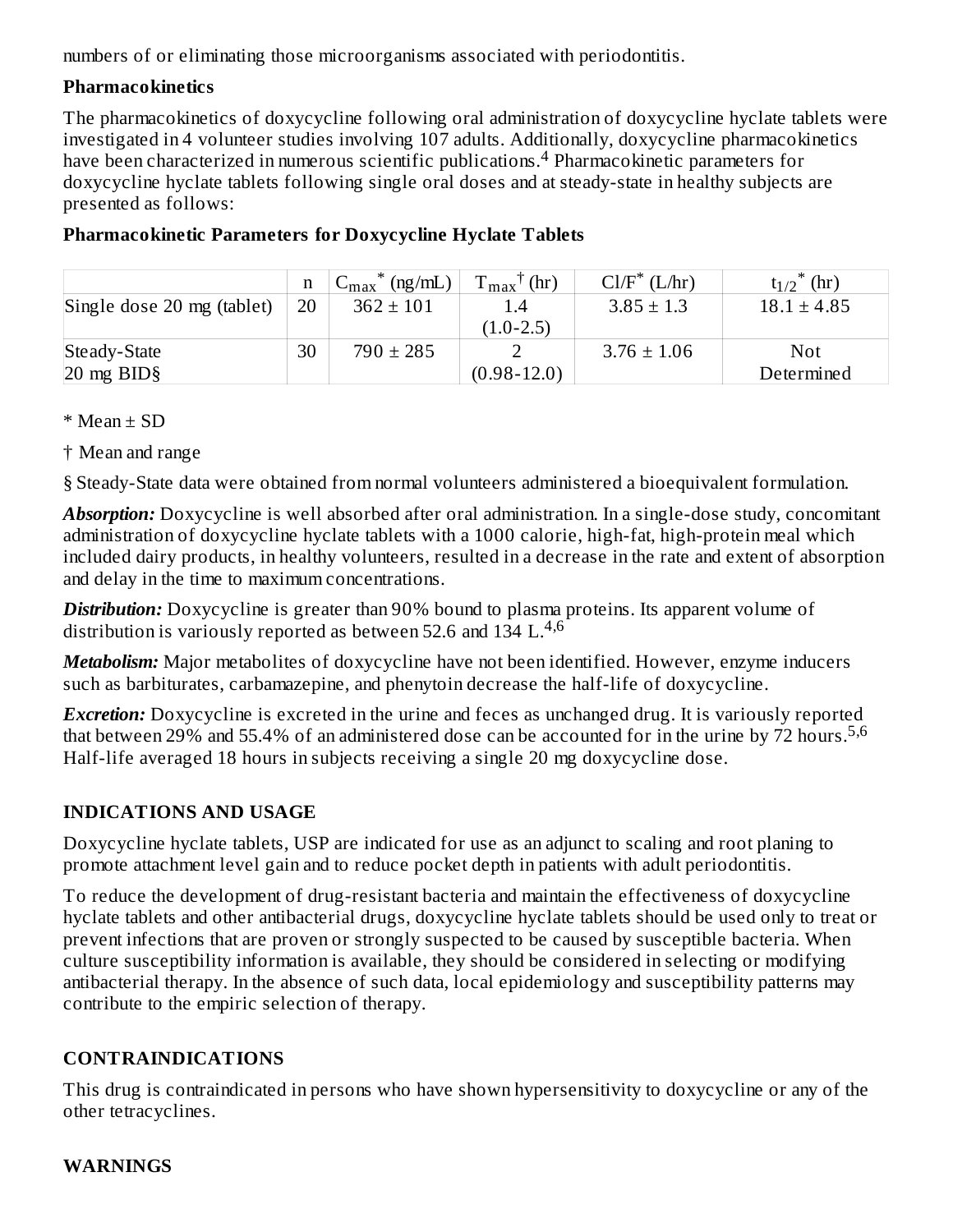numbers of or eliminating those microorganisms associated with periodontitis.

**Pharmacokinetics**

The pharmacokinetics of doxycycline following oral administration of doxycycline hyclate tablets were investigated in 4 volunteer studies involving 107 adults. Additionally, doxycycline pharmacokinetics have been characterized in numerous scientific publications.[4] Pharmacokinetic parameters for doxycycline hyclate tablets following single oral doses and at steady-state in healthy subjects are presented as follows:

**Pharmacokinetic Parameters for Doxycycline Hyclate Tablets**

| | n | $C_{max}$* (ng/mL) | $T_{max}$† (hr) | Cl/F* (L/hr) | $t_{1/2}$* (hr) |
|---|---|---|---|---|---|
| Single dose 20 mg (tablet) | 20 | 362 ± 101 | 1.4 (1.0-2.5) | 3.85 ± 1.3 | 18.1 ± 4.85 |
| Steady-State 20 mg BID§ | 30 | 790 ± 285 | 2 (0.98-12.0) | 3.76 ± 1.06 | Not Determined |

\* Mean ± SD

† Mean and range

§ Steady-State data were obtained from normal volunteers administered a bioequivalent formulation.

***Absorption:*** Doxycycline is well absorbed after oral administration. In a single-dose study, concomitant administration of doxycycline hyclate tablets with a 1000 calorie, high-fat, high-protein meal which included dairy products, in healthy volunteers, resulted in a decrease in the rate and extent of absorption and delay in the time to maximum concentrations.

***Distribution:*** Doxycycline is greater than 90% bound to plasma proteins. Its apparent volume of distribution is variously reported as between 52.6 and 134 L.[4,6]

***Metabolism:*** Major metabolites of doxycycline have not been identified. However, enzyme inducers such as barbiturates, carbamazepine, and phenytoin decrease the half-life of doxycycline.

***Excretion:*** Doxycycline is excreted in the urine and feces as unchanged drug. It is variously reported that between 29% and 55.4% of an administered dose can be accounted for in the urine by 72 hours.[5,6] Half-life averaged 18 hours in subjects receiving a single 20 mg doxycycline dose.

## INDICATIONS AND USAGE

Doxycycline hyclate tablets, USP are indicated for use as an adjunct to scaling and root planing to promote attachment level gain and to reduce pocket depth in patients with adult periodontitis.

To reduce the development of drug-resistant bacteria and maintain the effectiveness of doxycycline hyclate tablets and other antibacterial drugs, doxycycline hyclate tablets should be used only to treat or prevent infections that are proven or strongly suspected to be caused by susceptible bacteria. When culture susceptibility information is available, they should be considered in selecting or modifying antibacterial therapy. In the absence of such data, local epidemiology and susceptibility patterns may contribute to the empiric selection of therapy.

## CONTRAINDICATIONS

This drug is contraindicated in persons who have shown hypersensitivity to doxycycline or any of the other tetracyclines.

## WARNINGS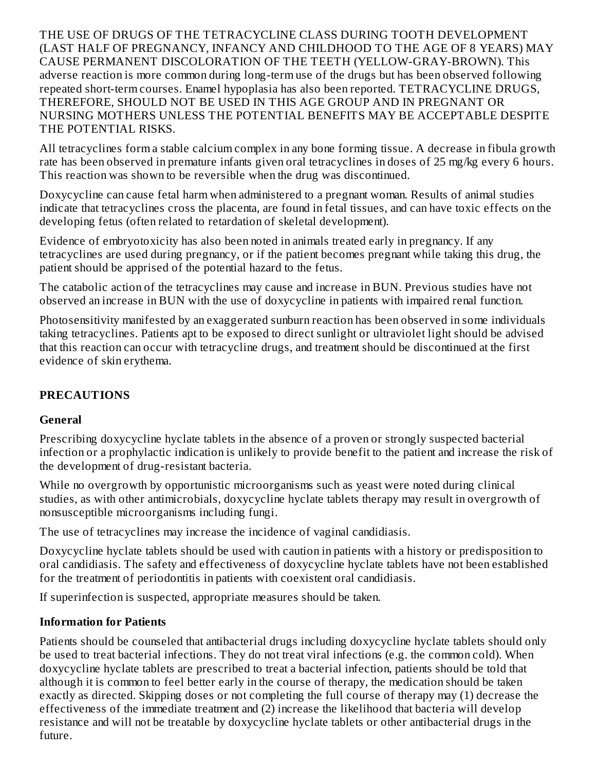THE USE OF DRUGS OF THE TETRACYCLINE CLASS DURING TOOTH DEVELOPMENT (LAST HALF OF PREGNANCY, INFANCY AND CHILDHOOD TO THE AGE OF 8 YEARS) MAY CAUSE PERMANENT DISCOLORATION OF THE TEETH (YELLOW-GRAY-BROWN). This adverse reaction is more common during long-term use of the drugs but has been observed following repeated short-term courses. Enamel hypoplasia has also been reported. TETRACYCLINE DRUGS, THEREFORE, SHOULD NOT BE USED IN THIS AGE GROUP AND IN PREGNANT OR NURSING MOTHERS UNLESS THE POTENTIAL BENEFITS MAY BE ACCEPTABLE DESPITE THE POTENTIAL RISKS.

All tetracyclines form a stable calcium complex in any bone forming tissue. A decrease in fibula growth rate has been observed in premature infants given oral tetracyclines in doses of 25 mg/kg every 6 hours. This reaction was shown to be reversible when the drug was discontinued.

Doxycycline can cause fetal harm when administered to a pregnant woman. Results of animal studies indicate that tetracyclines cross the placenta, are found in fetal tissues, and can have toxic effects on the developing fetus (often related to retardation of skeletal development).

Evidence of embryotoxicity has also been noted in animals treated early in pregnancy. If any tetracyclines are used during pregnancy, or if the patient becomes pregnant while taking this drug, the patient should be apprised of the potential hazard to the fetus.

The catabolic action of the tetracyclines may cause and increase in BUN. Previous studies have not observed an increase in BUN with the use of doxycycline in patients with impaired renal function.

Photosensitivity manifested by an exaggerated sunburn reaction has been observed in some individuals taking tetracyclines. Patients apt to be exposed to direct sunlight or ultraviolet light should be advised that this reaction can occur with tetracycline drugs, and treatment should be discontinued at the first evidence of skin erythema.

## PRECAUTIONS

### General

Prescribing doxycycline hyclate tablets in the absence of a proven or strongly suspected bacterial infection or a prophylactic indication is unlikely to provide benefit to the patient and increase the risk of the development of drug-resistant bacteria.

While no overgrowth by opportunistic microorganisms such as yeast were noted during clinical studies, as with other antimicrobials, doxycycline hyclate tablets therapy may result in overgrowth of nonsusceptible microorganisms including fungi.

The use of tetracyclines may increase the incidence of vaginal candidiasis.

Doxycycline hyclate tablets should be used with caution in patients with a history or predisposition to oral candidiasis. The safety and effectiveness of doxycycline hyclate tablets have not been established for the treatment of periodontitis in patients with coexistent oral candidiasis.

If superinfection is suspected, appropriate measures should be taken.

### Information for Patients

Patients should be counseled that antibacterial drugs including doxycycline hyclate tablets should only be used to treat bacterial infections. They do not treat viral infections (e.g. the common cold). When doxycycline hyclate tablets are prescribed to treat a bacterial infection, patients should be told that although it is common to feel better early in the course of therapy, the medication should be taken exactly as directed. Skipping doses or not completing the full course of therapy may (1) decrease the effectiveness of the immediate treatment and (2) increase the likelihood that bacteria will develop resistance and will not be treatable by doxycycline hyclate tablets or other antibacterial drugs in the future.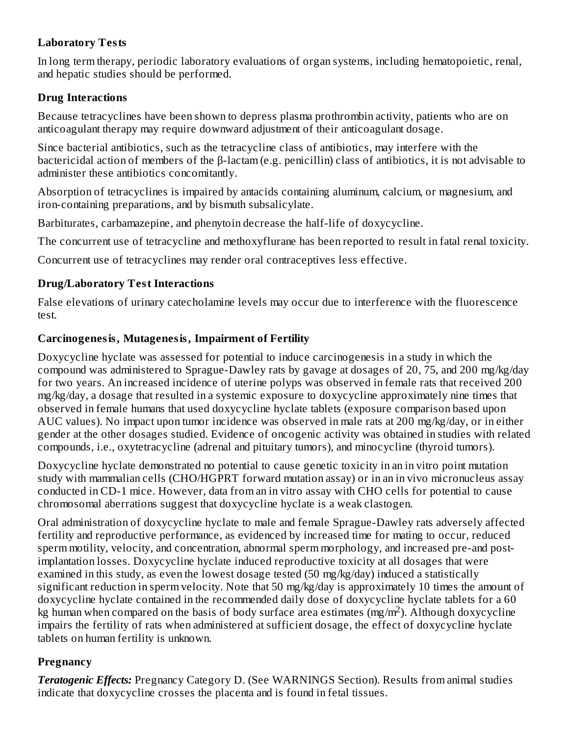### Laboratory Tests

In long term therapy, periodic laboratory evaluations of organ systems, including hematopoietic, renal, and hepatic studies should be performed.

### Drug Interactions

Because tetracyclines have been shown to depress plasma prothrombin activity, patients who are on anticoagulant therapy may require downward adjustment of their anticoagulant dosage.

Since bacterial antibiotics, such as the tetracycline class of antibiotics, may interfere with the bactericidal action of members of the β-lactam (e.g. penicillin) class of antibiotics, it is not advisable to administer these antibiotics concomitantly.

Absorption of tetracyclines is impaired by antacids containing aluminum, calcium, or magnesium, and iron-containing preparations, and by bismuth subsalicylate.

Barbiturates, carbamazepine, and phenytoin decrease the half-life of doxycycline.

The concurrent use of tetracycline and methoxyflurane has been reported to result in fatal renal toxicity.

Concurrent use of tetracyclines may render oral contraceptives less effective.

### Drug/Laboratory Test Interactions

False elevations of urinary catecholamine levels may occur due to interference with the fluorescence test.

### Carcinogenesis, Mutagenesis, Impairment of Fertility

Doxycycline hyclate was assessed for potential to induce carcinogenesis in a study in which the compound was administered to Sprague-Dawley rats by gavage at dosages of 20, 75, and 200 mg/kg/day for two years. An increased incidence of uterine polyps was observed in female rats that received 200 mg/kg/day, a dosage that resulted in a systemic exposure to doxycycline approximately nine times that observed in female humans that used doxycycline hyclate tablets (exposure comparison based upon AUC values). No impact upon tumor incidence was observed in male rats at 200 mg/kg/day, or in either gender at the other dosages studied. Evidence of oncogenic activity was obtained in studies with related compounds, i.e., oxytetracycline (adrenal and pituitary tumors), and minocycline (thyroid tumors).

Doxycycline hyclate demonstrated no potential to cause genetic toxicity in an in vitro point mutation study with mammalian cells (CHO/HGPRT forward mutation assay) or in an in vivo micronucleus assay conducted in CD-1 mice. However, data from an in vitro assay with CHO cells for potential to cause chromosomal aberrations suggest that doxycycline hyclate is a weak clastogen.

Oral administration of doxycycline hyclate to male and female Sprague-Dawley rats adversely affected fertility and reproductive performance, as evidenced by increased time for mating to occur, reduced sperm motility, velocity, and concentration, abnormal sperm morphology, and increased pre-and post-implantation losses. Doxycycline hyclate induced reproductive toxicity at all dosages that were examined in this study, as even the lowest dosage tested (50 mg/kg/day) induced a statistically significant reduction in sperm velocity. Note that 50 mg/kg/day is approximately 10 times the amount of doxycycline hyclate contained in the recommended daily dose of doxycycline hyclate tablets for a 60 kg human when compared on the basis of body surface area estimates (mg/m$^2$). Although doxycycline impairs the fertility of rats when administered at sufficient dosage, the effect of doxycycline hyclate tablets on human fertility is unknown.

### Pregnancy

***Teratogenic Effects:*** Pregnancy Category D. (See WARNINGS Section). Results from animal studies indicate that doxycycline crosses the placenta and is found in fetal tissues.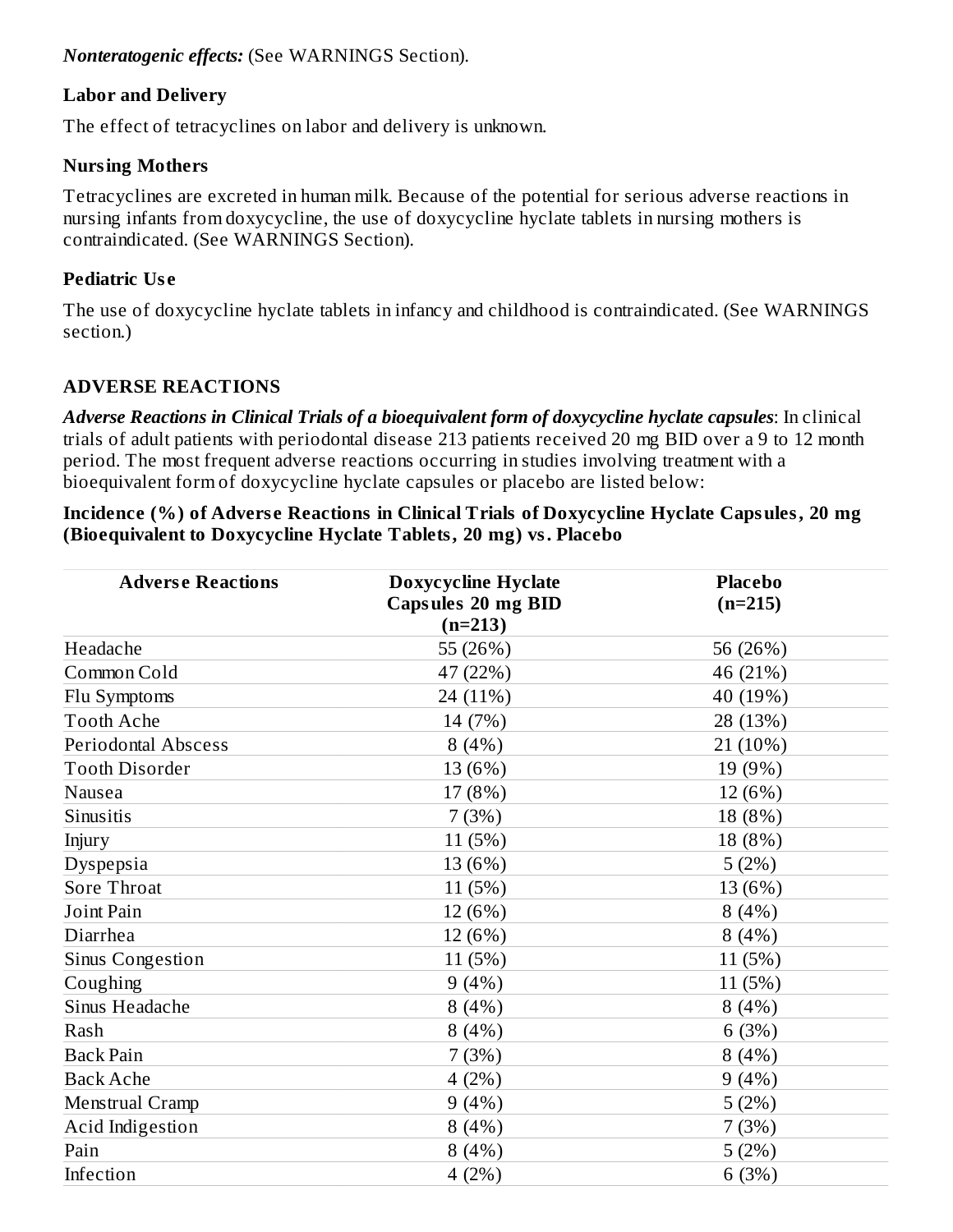***Nonteratogenic effects:*** (See WARNINGS Section).

### Labor and Delivery

The effect of tetracyclines on labor and delivery is unknown.

### Nursing Mothers

Tetracyclines are excreted in human milk. Because of the potential for serious adverse reactions in nursing infants from doxycycline, the use of doxycycline hyclate tablets in nursing mothers is contraindicated. (See WARNINGS Section).

### Pediatric Use

The use of doxycycline hyclate tablets in infancy and childhood is contraindicated. (See WARNINGS section.)

## ADVERSE REACTIONS

***Adverse Reactions in Clinical Trials of a bioequivalent form of doxycycline hyclate capsules***: In clinical trials of adult patients with periodontal disease 213 patients received 20 mg BID over a 9 to 12 month period. The most frequent adverse reactions occurring in studies involving treatment with a bioequivalent form of doxycycline hyclate capsules or placebo are listed below:

**Incidence (%) of Adverse Reactions in Clinical Trials of Doxycycline Hyclate Capsules, 20 mg (Bioequivalent to Doxycycline Hyclate Tablets, 20 mg) vs. Placebo**

| Adverse Reactions | Doxycycline Hyclate Capsules 20 mg BID (n=213) | Placebo (n=215) |
|---|---|---|
| Headache | 55 (26%) | 56 (26%) |
| Common Cold | 47 (22%) | 46 (21%) |
| Flu Symptoms | 24 (11%) | 40 (19%) |
| Tooth Ache | 14 (7%) | 28 (13%) |
| Periodontal Abscess | 8 (4%) | 21 (10%) |
| Tooth Disorder | 13 (6%) | 19 (9%) |
| Nausea | 17 (8%) | 12 (6%) |
| Sinusitis | 7 (3%) | 18 (8%) |
| Injury | 11 (5%) | 18 (8%) |
| Dyspepsia | 13 (6%) | 5 (2%) |
| Sore Throat | 11 (5%) | 13 (6%) |
| Joint Pain | 12 (6%) | 8 (4%) |
| Diarrhea | 12 (6%) | 8 (4%) |
| Sinus Congestion | 11 (5%) | 11 (5%) |
| Coughing | 9 (4%) | 11 (5%) |
| Sinus Headache | 8 (4%) | 8 (4%) |
| Rash | 8 (4%) | 6 (3%) |
| Back Pain | 7 (3%) | 8 (4%) |
| Back Ache | 4 (2%) | 9 (4%) |
| Menstrual Cramp | 9 (4%) | 5 (2%) |
| Acid Indigestion | 8 (4%) | 7 (3%) |
| Pain | 8 (4%) | 5 (2%) |
| Infection | 4 (2%) | 6 (3%) |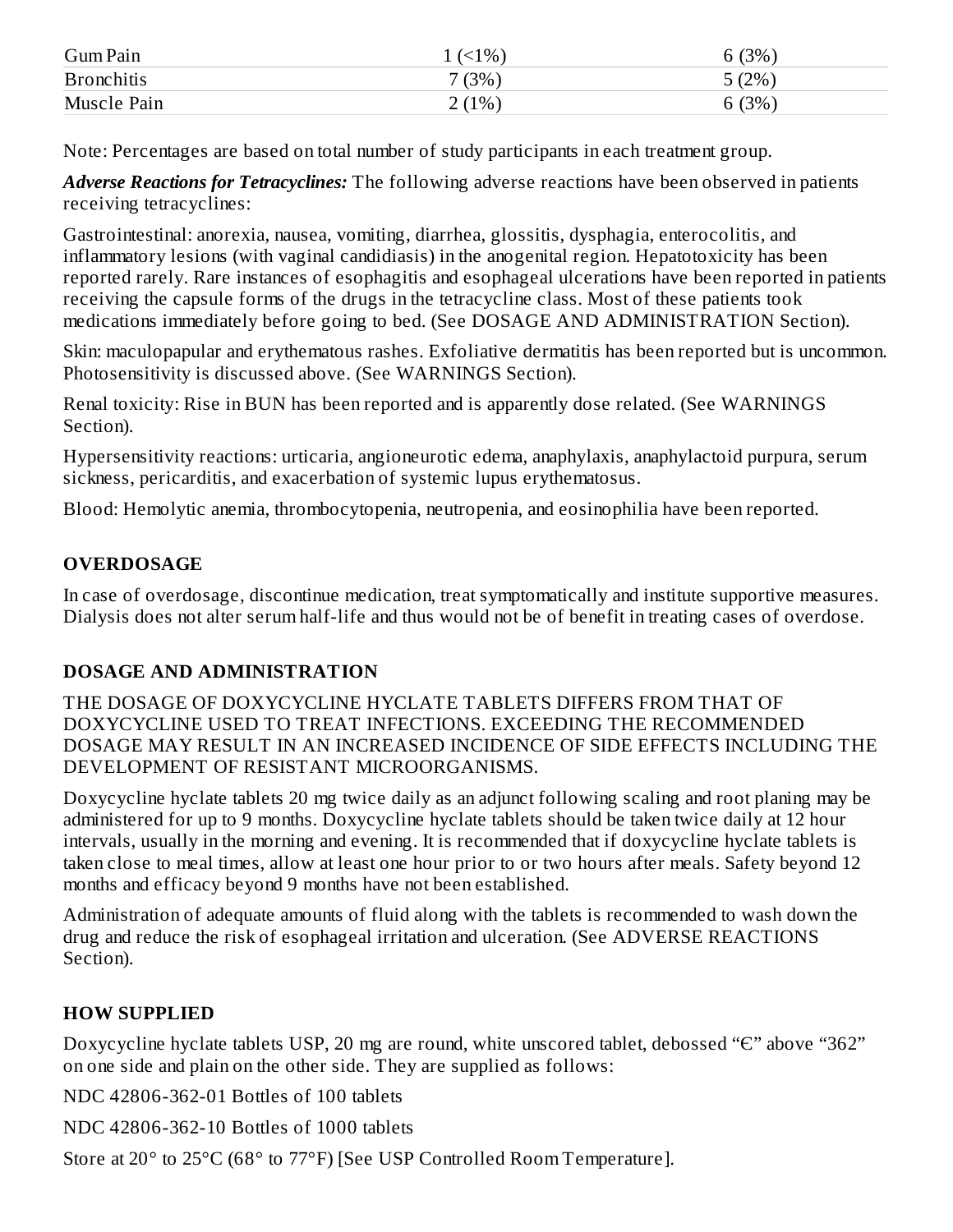| | | |
|---|---|---|
| Gum Pain | 1 (<1%) | 6 (3%) |
| Bronchitis | 7 (3%) | 5 (2%) |
| Muscle Pain | 2 (1%) | 6 (3%) |

Note: Percentages are based on total number of study participants in each treatment group.

***Adverse Reactions for Tetracyclines:*** The following adverse reactions have been observed in patients receiving tetracyclines:

Gastrointestinal: anorexia, nausea, vomiting, diarrhea, glossitis, dysphagia, enterocolitis, and inflammatory lesions (with vaginal candidiasis) in the anogenital region. Hepatotoxicity has been reported rarely. Rare instances of esophagitis and esophageal ulcerations have been reported in patients receiving the capsule forms of the drugs in the tetracycline class. Most of these patients took medications immediately before going to bed. (See DOSAGE AND ADMINISTRATION Section).

Skin: maculopapular and erythematous rashes. Exfoliative dermatitis has been reported but is uncommon. Photosensitivity is discussed above. (See WARNINGS Section).

Renal toxicity: Rise in BUN has been reported and is apparently dose related. (See WARNINGS Section).

Hypersensitivity reactions: urticaria, angioneurotic edema, anaphylaxis, anaphylactoid purpura, serum sickness, pericarditis, and exacerbation of systemic lupus erythematosus.

Blood: Hemolytic anemia, thrombocytopenia, neutropenia, and eosinophilia have been reported.

## OVERDOSAGE

In case of overdosage, discontinue medication, treat symptomatically and institute supportive measures. Dialysis does not alter serum half-life and thus would not be of benefit in treating cases of overdose.

## DOSAGE AND ADMINISTRATION

THE DOSAGE OF DOXYCYCLINE HYCLATE TABLETS DIFFERS FROM THAT OF DOXYCYCLINE USED TO TREAT INFECTIONS. EXCEEDING THE RECOMMENDED DOSAGE MAY RESULT IN AN INCREASED INCIDENCE OF SIDE EFFECTS INCLUDING THE DEVELOPMENT OF RESISTANT MICROORGANISMS.

Doxycycline hyclate tablets 20 mg twice daily as an adjunct following scaling and root planing may be administered for up to 9 months. Doxycycline hyclate tablets should be taken twice daily at 12 hour intervals, usually in the morning and evening. It is recommended that if doxycycline hyclate tablets is taken close to meal times, allow at least one hour prior to or two hours after meals. Safety beyond 12 months and efficacy beyond 9 months have not been established.

Administration of adequate amounts of fluid along with the tablets is recommended to wash down the drug and reduce the risk of esophageal irritation and ulceration. (See ADVERSE REACTIONS Section).

## HOW SUPPLIED

Doxycycline hyclate tablets USP, 20 mg are round, white unscored tablet, debossed "Є" above "362" on one side and plain on the other side. They are supplied as follows:

NDC 42806-362-01 Bottles of 100 tablets

NDC 42806-362-10 Bottles of 1000 tablets

Store at 20° to 25°C (68° to 77°F) [See USP Controlled Room Temperature].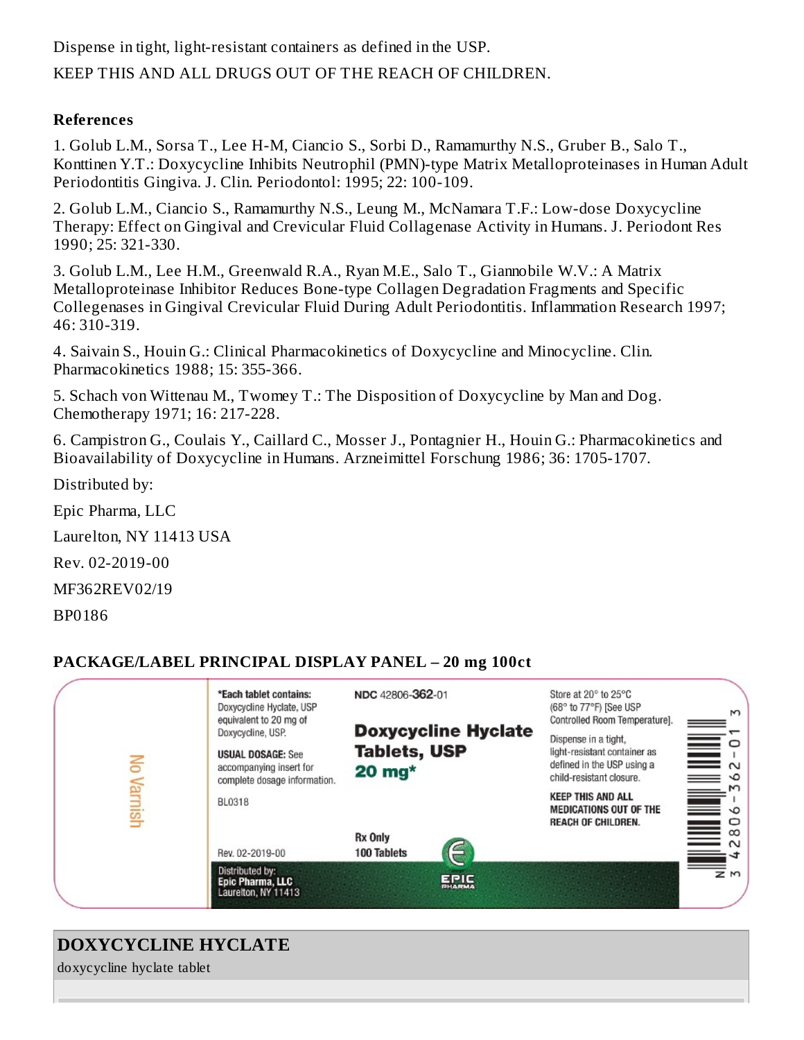Dispense in tight, light-resistant containers as defined in the USP.

KEEP THIS AND ALL DRUGS OUT OF THE REACH OF CHILDREN.

**References**

1. Golub L.M., Sorsa T., Lee H-M, Ciancio S., Sorbi D., Ramamurthy N.S., Gruber B., Salo T., Konttinen Y.T.: Doxycycline Inhibits Neutrophil (PMN)-type Matrix Metalloproteinases in Human Adult Periodontitis Gingiva. J. Clin. Periodontol: 1995; 22: 100-109.

2. Golub L.M., Ciancio S., Ramamurthy N.S., Leung M., McNamara T.F.: Low-dose Doxycycline Therapy: Effect on Gingival and Crevicular Fluid Collagenase Activity in Humans. J. Periodont Res 1990; 25: 321-330.

3. Golub L.M., Lee H.M., Greenwald R.A., Ryan M.E., Salo T., Giannobile W.V.: A Matrix Metalloproteinase Inhibitor Reduces Bone-type Collagen Degradation Fragments and Specific Collegenases in Gingival Crevicular Fluid During Adult Periodontitis. Inflammation Research 1997; 46: 310-319.

4. Saivain S., Houin G.: Clinical Pharmacokinetics of Doxycycline and Minocycline. Clin. Pharmacokinetics 1988; 15: 355-366.

5. Schach von Wittenau M., Twomey T.: The Disposition of Doxycycline by Man and Dog. Chemotherapy 1971; 16: 217-228.

6. Campistron G., Coulais Y., Caillard C., Mosser J., Pontagnier H., Houin G.: Pharmacokinetics and Bioavailability of Doxycycline in Humans. Arzneimittel Forschung 1986; 36: 1705-1707.

Distributed by:

Epic Pharma, LLC

Laurelton, NY 11413 USA

Rev. 02-2019-00

MF362REV02/19

BP0186

**PACKAGE/LABEL PRINCIPAL DISPLAY PANEL – 20 mg 100ct**

No Varnish

*Each tablet contains: Doxycycline Hyclate, USP equivalent to 20 mg of Doxycycline, USP.

**USUAL DOSAGE:** See accompanying insert for complete dosage information.

BL0318

Rev. 02-2019-00

Distributed by:
**Epic Pharma, LLC**
Laurelton, NY 11413

NDC 42806-**362**-01

**Doxycycline Hyclate Tablets, USP**
**20 mg***

**Rx Only**
**100 Tablets**

EPIC PHARMA

Store at 20° to 25°C (68° to 77°F) [See USP Controlled Room Temperature].

Dispense in a tight, light-resistant container as defined in the USP using a child-resistant closure.

**KEEP THIS AND ALL MEDICATIONS OUT OF THE REACH OF CHILDREN.**

N 3 42806-362-01 3

## DOXYCYCLINE HYCLATE

doxycycline hyclate tablet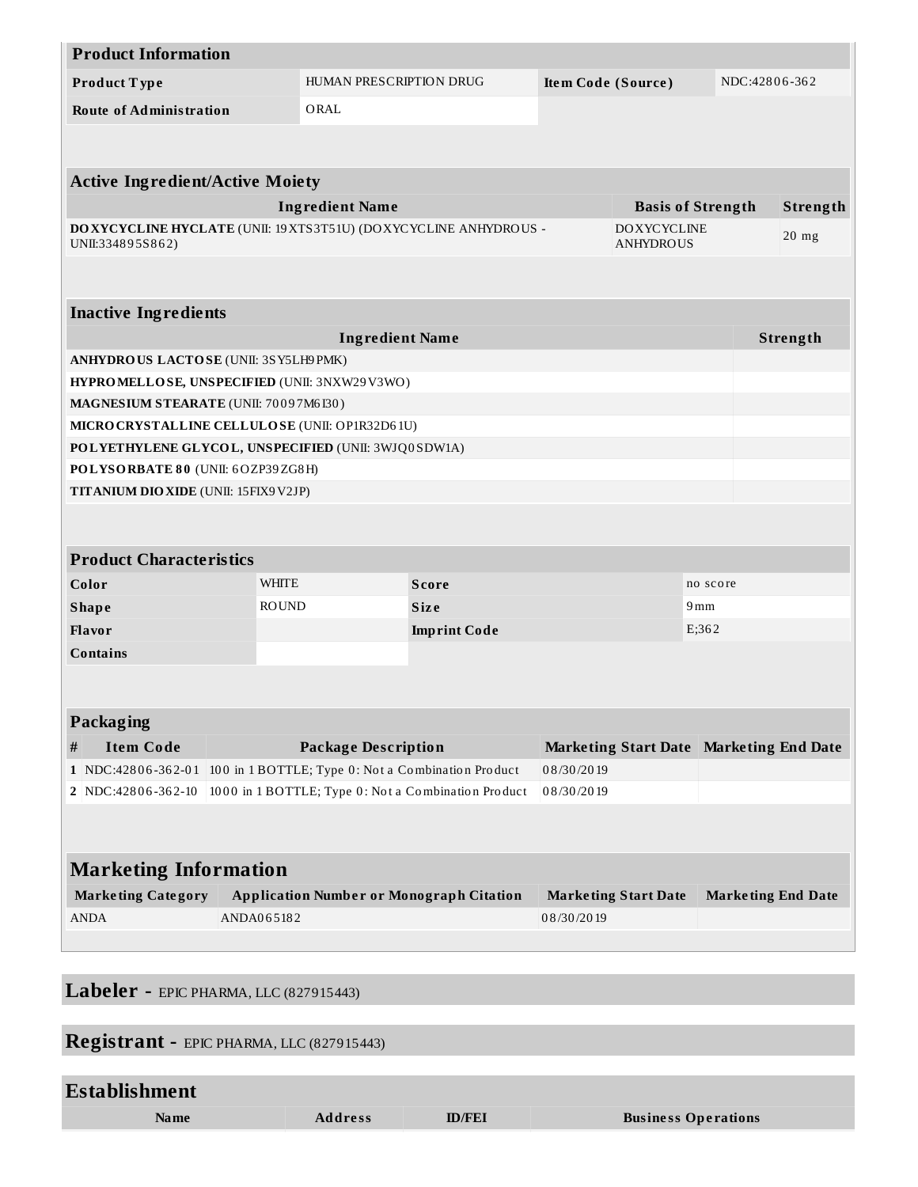## Product Information

| Product Type | HUMAN PRESCRIPTION DRUG | Item Code (Source) | NDC:42806-362 |
|---|---|---|---|
| Route of Administration | ORAL | | |

## Active Ingredient/Active Moiety

| Ingredient Name | Basis of Strength | Strength |
|---|---|---|
| **DOXYCYCLINE HYCLATE** (UNII: 19XTS3T51U) (DOXYCYCLINE ANHYDROUS - UNII:334895S862) | DOXYCYCLINE ANHYDROUS | 20 mg |

## Inactive Ingredients

| Ingredient Name | Strength |
|---|---|
| **ANHYDROUS LACTOSE** (UNII: 3SY5LH9PMK) | |
| **HYPROMELLOSE, UNSPECIFIED** (UNII: 3NXW29V3WO) | |
| **MAGNESIUM STEARATE** (UNII: 70097M6I30) | |
| **MICROCRYSTALLINE CELLULOSE** (UNII: OP1R32D61U) | |
| **POLYETHYLENE GLYCOL, UNSPECIFIED** (UNII: 3WJQ0SDW1A) | |
| **POLYSORBATE 80** (UNII: 6OZP39ZG8H) | |
| **TITANIUM DIOXIDE** (UNII: 15FIX9V2JP) | |

## Product Characteristics

| Color | WHITE | Score | no score |
|---|---|---|---|
| Shape | ROUND | Size | 9mm |
| Flavor | | Imprint Code | E;362 |
| Contains | | | |

## Packaging

| # | Item Code | Package Description | Marketing Start Date | Marketing End Date |
|---|---|---|---|---|
| 1 | NDC:42806-362-01 | 100 in 1 BOTTLE; Type 0: Not a Combination Product | 08/30/2019 | |
| 2 | NDC:42806-362-10 | 1000 in 1 BOTTLE; Type 0: Not a Combination Product | 08/30/2019 | |

## Marketing Information

| Marketing Category | Application Number or Monograph Citation | Marketing Start Date | Marketing End Date |
|---|---|---|---|
| ANDA | ANDA065182 | 08/30/2019 | |

## Labeler - EPIC PHARMA, LLC (827915443)

## Registrant - EPIC PHARMA, LLC (827915443)

## Establishment

| Name | Address | ID/FEI | Business Operations |
|---|---|---|---|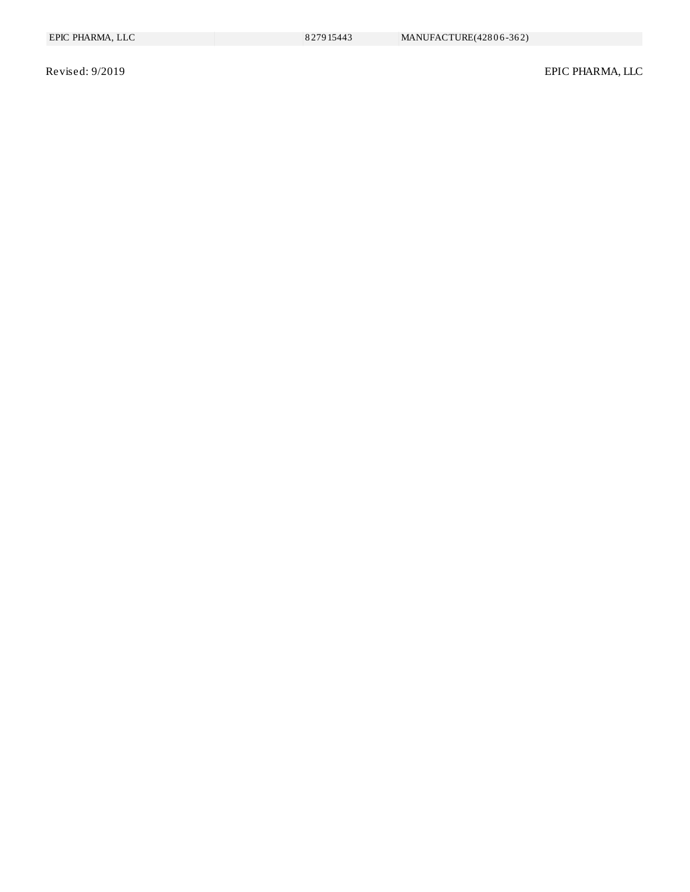| | | | |
|---|---|---|---|
| EPIC PHARMA, LLC | | 827915443 | MANUFACTURE(42806-362) |

Revised: 9/2019

EPIC PHARMA, LLC